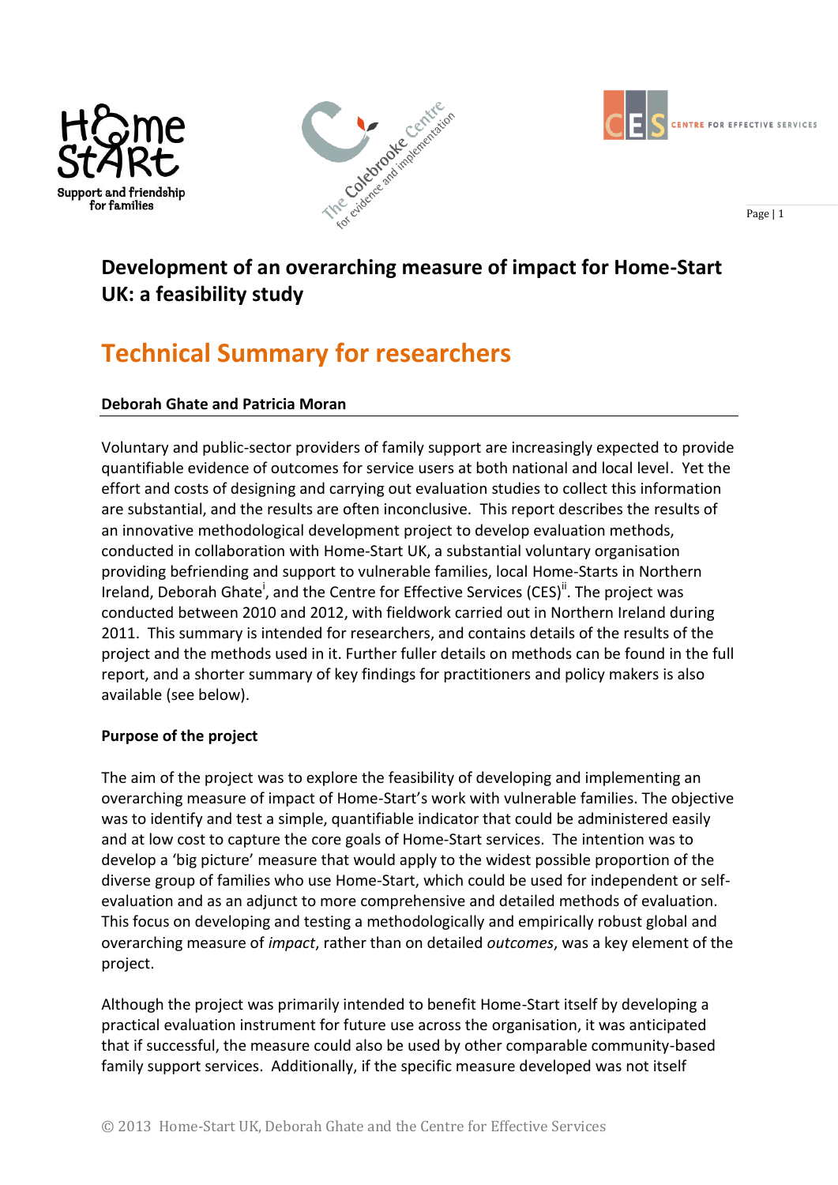# Development of an overarching measure of impact for Home-Start UK: a feasibility study

## Technical Summary for researchers

**Deborah Ghate and Patricia Moran**

Voluntary and public-sector providers of family support are increasingly expected to provide quantifiable evidence of outcomes for service users at both national and local level. Yet the effort and costs of designing and carrying out evaluation studies to collect this information are substantial, and the results are often inconclusive. This report describes the results of an innovative methodological development project to develop evaluation methods, conducted in collaboration with Home-Start UK, a substantial voluntary organisation providing befriending and support to vulnerable families, local Home-Starts in Northern Ireland, Deborah Ghate[i], and the Centre for Effective Services (CES)[ii]. The project was conducted between 2010 and 2012, with fieldwork carried out in Northern Ireland during 2011. This summary is intended for researchers, and contains details of the results of the project and the methods used in it. Further fuller details on methods can be found in the full report, and a shorter summary of key findings for practitioners and policy makers is also available (see below).

**Purpose of the project**

The aim of the project was to explore the feasibility of developing and implementing an overarching measure of impact of Home-Start's work with vulnerable families. The objective was to identify and test a simple, quantifiable indicator that could be administered easily and at low cost to capture the core goals of Home-Start services. The intention was to develop a 'big picture' measure that would apply to the widest possible proportion of the diverse group of families who use Home-Start, which could be used for independent or self-evaluation and as an adjunct to more comprehensive and detailed methods of evaluation. This focus on developing and testing a methodologically and empirically robust global and overarching measure of *impact*, rather than on detailed *outcomes*, was a key element of the project.

Although the project was primarily intended to benefit Home-Start itself by developing a practical evaluation instrument for future use across the organisation, it was anticipated that if successful, the measure could also be used by other comparable community-based family support services. Additionally, if the specific measure developed was not itself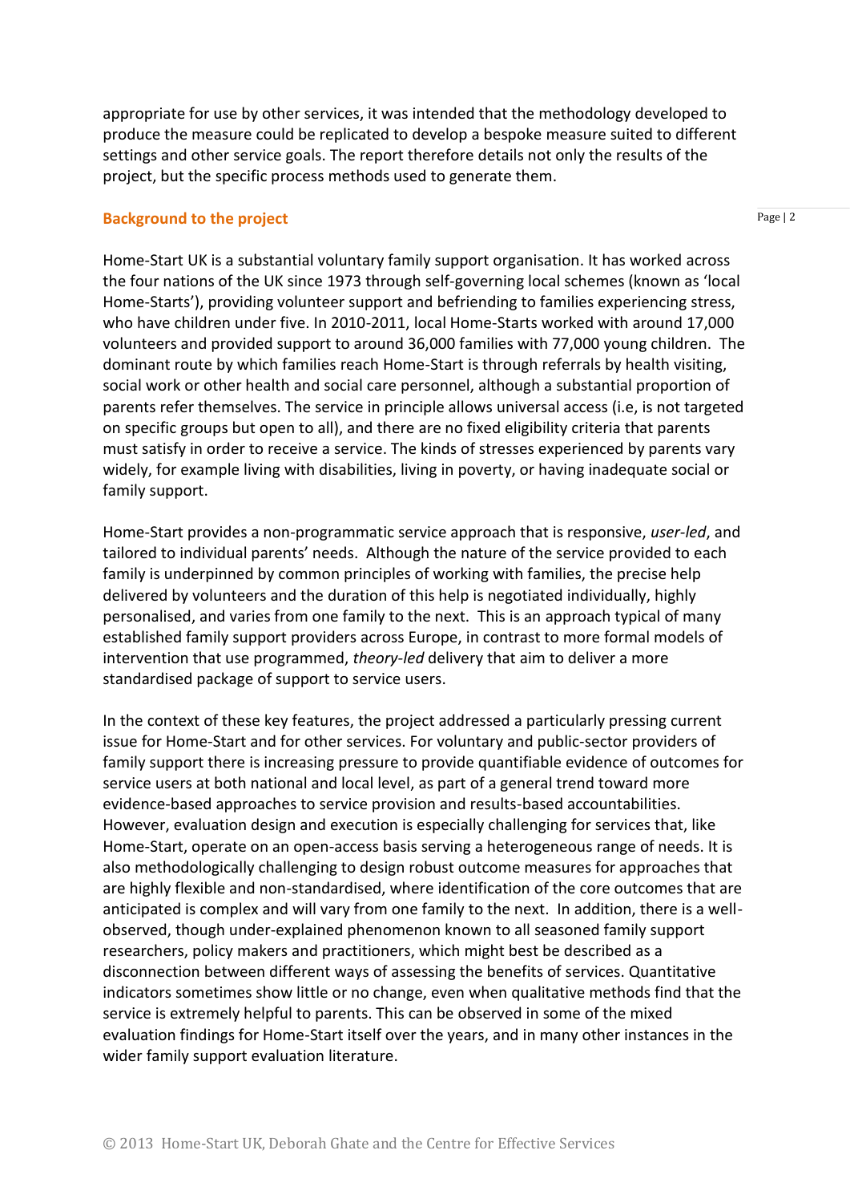appropriate for use by other services, it was intended that the methodology developed to produce the measure could be replicated to develop a bespoke measure suited to different settings and other service goals. The report therefore details not only the results of the project, but the specific process methods used to generate them.

## Background to the project

Home-Start UK is a substantial voluntary family support organisation. It has worked across the four nations of the UK since 1973 through self-governing local schemes (known as 'local Home-Starts'), providing volunteer support and befriending to families experiencing stress, who have children under five. In 2010-2011, local Home-Starts worked with around 17,000 volunteers and provided support to around 36,000 families with 77,000 young children. The dominant route by which families reach Home-Start is through referrals by health visiting, social work or other health and social care personnel, although a substantial proportion of parents refer themselves. The service in principle allows universal access (i.e, is not targeted on specific groups but open to all), and there are no fixed eligibility criteria that parents must satisfy in order to receive a service. The kinds of stresses experienced by parents vary widely, for example living with disabilities, living in poverty, or having inadequate social or family support.

Home-Start provides a non-programmatic service approach that is responsive, *user-led*, and tailored to individual parents' needs. Although the nature of the service provided to each family is underpinned by common principles of working with families, the precise help delivered by volunteers and the duration of this help is negotiated individually, highly personalised, and varies from one family to the next. This is an approach typical of many established family support providers across Europe, in contrast to more formal models of intervention that use programmed, *theory-led* delivery that aim to deliver a more standardised package of support to service users.

In the context of these key features, the project addressed a particularly pressing current issue for Home-Start and for other services. For voluntary and public-sector providers of family support there is increasing pressure to provide quantifiable evidence of outcomes for service users at both national and local level, as part of a general trend toward more evidence-based approaches to service provision and results-based accountabilities. However, evaluation design and execution is especially challenging for services that, like Home-Start, operate on an open-access basis serving a heterogeneous range of needs. It is also methodologically challenging to design robust outcome measures for approaches that are highly flexible and non-standardised, where identification of the core outcomes that are anticipated is complex and will vary from one family to the next. In addition, there is a well-observed, though under-explained phenomenon known to all seasoned family support researchers, policy makers and practitioners, which might best be described as a disconnection between different ways of assessing the benefits of services. Quantitative indicators sometimes show little or no change, even when qualitative methods find that the service is extremely helpful to parents. This can be observed in some of the mixed evaluation findings for Home-Start itself over the years, and in many other instances in the wider family support evaluation literature.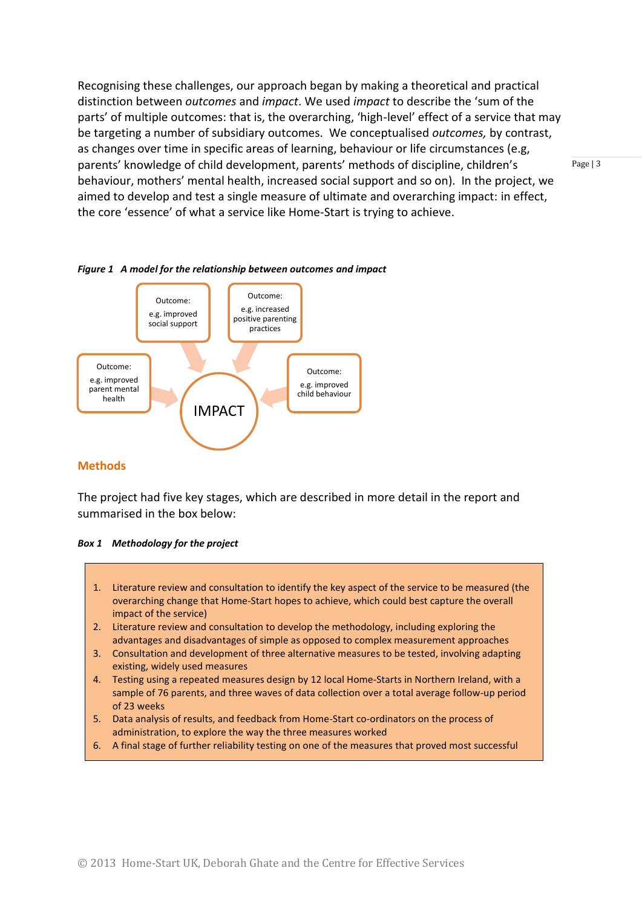Recognising these challenges, our approach began by making a theoretical and practical distinction between *outcomes* and *impact*. We used *impact* to describe the 'sum of the parts' of multiple outcomes: that is, the overarching, 'high-level' effect of a service that may be targeting a number of subsidiary outcomes. We conceptualised *outcomes,* by contrast, as changes over time in specific areas of learning, behaviour or life circumstances (e.g, parents' knowledge of child development, parents' methods of discipline, children's behaviour, mothers' mental health, increased social support and so on). In the project, we aimed to develop and test a single measure of ultimate and overarching impact: in effect, the core 'essence' of what a service like Home-Start is trying to achieve.

***Figure 1 A model for the relationship between outcomes and impact***

Outcome: e.g. improved social support

Outcome: e.g. increased positive parenting practices

Outcome: e.g. improved parent mental health

Outcome: e.g. improved child behaviour

IMPACT

## Methods

The project had five key stages, which are described in more detail in the report and summarised in the box below:

***Box 1 Methodology for the project***

1. Literature review and consultation to identify the key aspect of the service to be measured (the overarching change that Home-Start hopes to achieve, which could best capture the overall impact of the service)
2. Literature review and consultation to develop the methodology, including exploring the advantages and disadvantages of simple as opposed to complex measurement approaches
3. Consultation and development of three alternative measures to be tested, involving adapting existing, widely used measures
4. Testing using a repeated measures design by 12 local Home-Starts in Northern Ireland, with a sample of 76 parents, and three waves of data collection over a total average follow-up period of 23 weeks
5. Data analysis of results, and feedback from Home-Start co-ordinators on the process of administration, to explore the way the three measures worked
6. A final stage of further reliability testing on one of the measures that proved most successful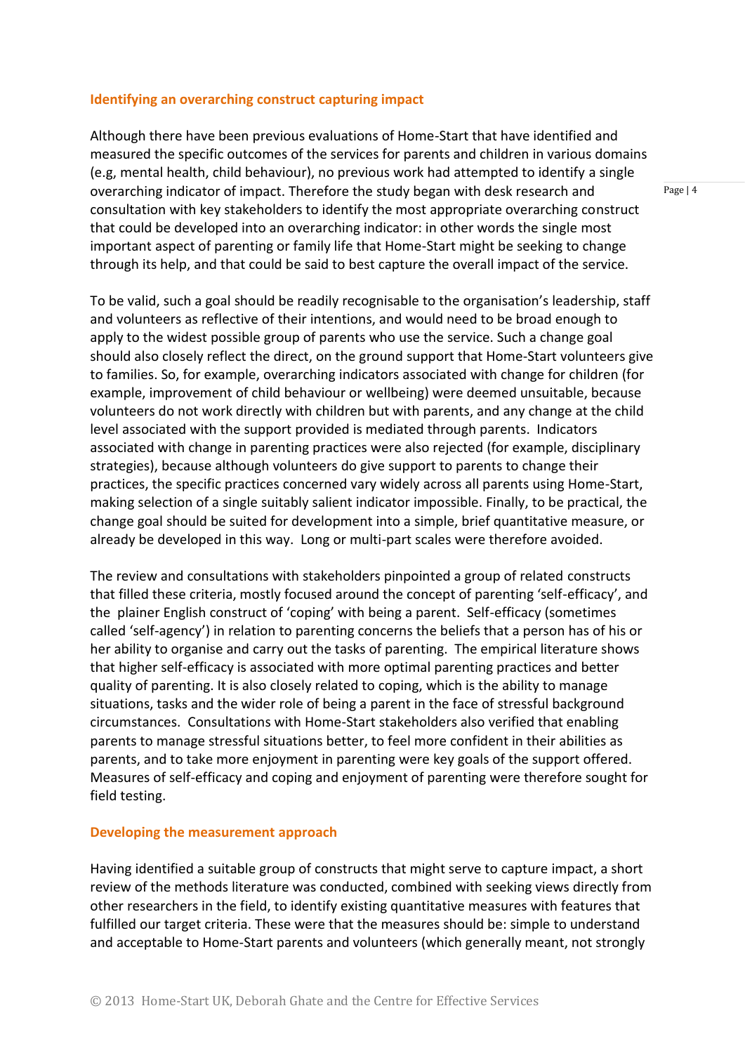## Identifying an overarching construct capturing impact

Although there have been previous evaluations of Home-Start that have identified and measured the specific outcomes of the services for parents and children in various domains (e.g, mental health, child behaviour), no previous work had attempted to identify a single overarching indicator of impact. Therefore the study began with desk research and consultation with key stakeholders to identify the most appropriate overarching construct that could be developed into an overarching indicator: in other words the single most important aspect of parenting or family life that Home-Start might be seeking to change through its help, and that could be said to best capture the overall impact of the service.

To be valid, such a goal should be readily recognisable to the organisation's leadership, staff and volunteers as reflective of their intentions, and would need to be broad enough to apply to the widest possible group of parents who use the service. Such a change goal should also closely reflect the direct, on the ground support that Home-Start volunteers give to families. So, for example, overarching indicators associated with change for children (for example, improvement of child behaviour or wellbeing) were deemed unsuitable, because volunteers do not work directly with children but with parents, and any change at the child level associated with the support provided is mediated through parents. Indicators associated with change in parenting practices were also rejected (for example, disciplinary strategies), because although volunteers do give support to parents to change their practices, the specific practices concerned vary widely across all parents using Home-Start, making selection of a single suitably salient indicator impossible. Finally, to be practical, the change goal should be suited for development into a simple, brief quantitative measure, or already be developed in this way. Long or multi-part scales were therefore avoided.

The review and consultations with stakeholders pinpointed a group of related constructs that filled these criteria, mostly focused around the concept of parenting 'self-efficacy', and the plainer English construct of 'coping' with being a parent. Self-efficacy (sometimes called 'self-agency') in relation to parenting concerns the beliefs that a person has of his or her ability to organise and carry out the tasks of parenting. The empirical literature shows that higher self-efficacy is associated with more optimal parenting practices and better quality of parenting. It is also closely related to coping, which is the ability to manage situations, tasks and the wider role of being a parent in the face of stressful background circumstances. Consultations with Home-Start stakeholders also verified that enabling parents to manage stressful situations better, to feel more confident in their abilities as parents, and to take more enjoyment in parenting were key goals of the support offered. Measures of self-efficacy and coping and enjoyment of parenting were therefore sought for field testing.

## Developing the measurement approach

Having identified a suitable group of constructs that might serve to capture impact, a short review of the methods literature was conducted, combined with seeking views directly from other researchers in the field, to identify existing quantitative measures with features that fulfilled our target criteria. These were that the measures should be: simple to understand and acceptable to Home-Start parents and volunteers (which generally meant, not strongly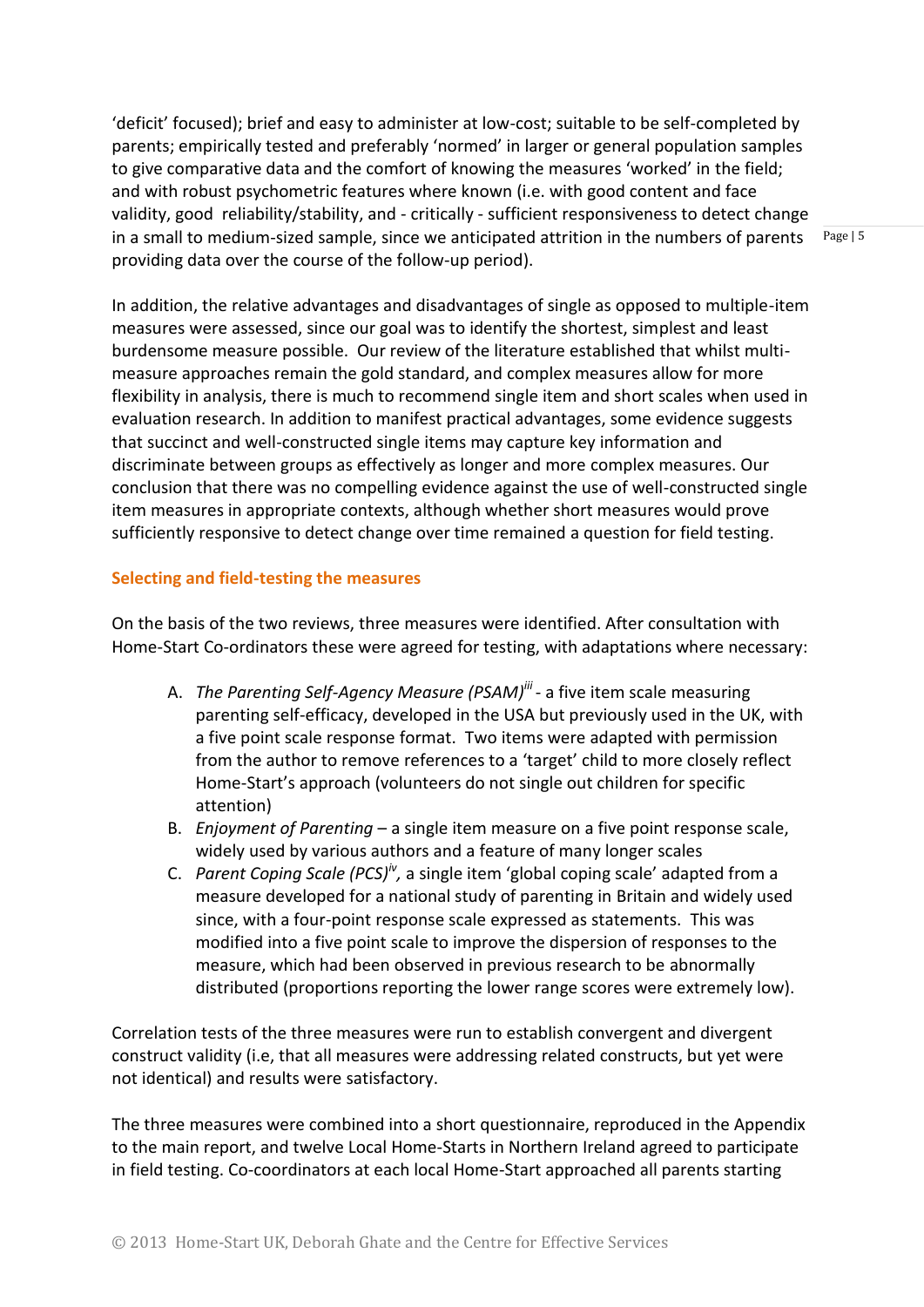'deficit' focused); brief and easy to administer at low-cost; suitable to be self-completed by parents; empirically tested and preferably 'normed' in larger or general population samples to give comparative data and the comfort of knowing the measures 'worked' in the field; and with robust psychometric features where known (i.e. with good content and face validity, good reliability/stability, and - critically - sufficient responsiveness to detect change in a small to medium-sized sample, since we anticipated attrition in the numbers of parents providing data over the course of the follow-up period).

In addition, the relative advantages and disadvantages of single as opposed to multiple-item measures were assessed, since our goal was to identify the shortest, simplest and least burdensome measure possible. Our review of the literature established that whilst multi-measure approaches remain the gold standard, and complex measures allow for more flexibility in analysis, there is much to recommend single item and short scales when used in evaluation research. In addition to manifest practical advantages, some evidence suggests that succinct and well-constructed single items may capture key information and discriminate between groups as effectively as longer and more complex measures. Our conclusion that there was no compelling evidence against the use of well-constructed single item measures in appropriate contexts, although whether short measures would prove sufficiently responsive to detect change over time remained a question for field testing.

### Selecting and field-testing the measures

On the basis of the two reviews, three measures were identified. After consultation with Home-Start Co-ordinators these were agreed for testing, with adaptations where necessary:

A. *The Parenting Self-Agency Measure (PSAM)*[iii] - a five item scale measuring parenting self-efficacy, developed in the USA but previously used in the UK, with a five point scale response format. Two items were adapted with permission from the author to remove references to a 'target' child to more closely reflect Home-Start's approach (volunteers do not single out children for specific attention)
B. *Enjoyment of Parenting* – a single item measure on a five point response scale, widely used by various authors and a feature of many longer scales
C. *Parent Coping Scale (PCS)*[iv], a single item 'global coping scale' adapted from a measure developed for a national study of parenting in Britain and widely used since, with a four-point response scale expressed as statements. This was modified into a five point scale to improve the dispersion of responses to the measure, which had been observed in previous research to be abnormally distributed (proportions reporting the lower range scores were extremely low).

Correlation tests of the three measures were run to establish convergent and divergent construct validity (i.e, that all measures were addressing related constructs, but yet were not identical) and results were satisfactory.

The three measures were combined into a short questionnaire, reproduced in the Appendix to the main report, and twelve Local Home-Starts in Northern Ireland agreed to participate in field testing. Co-coordinators at each local Home-Start approached all parents starting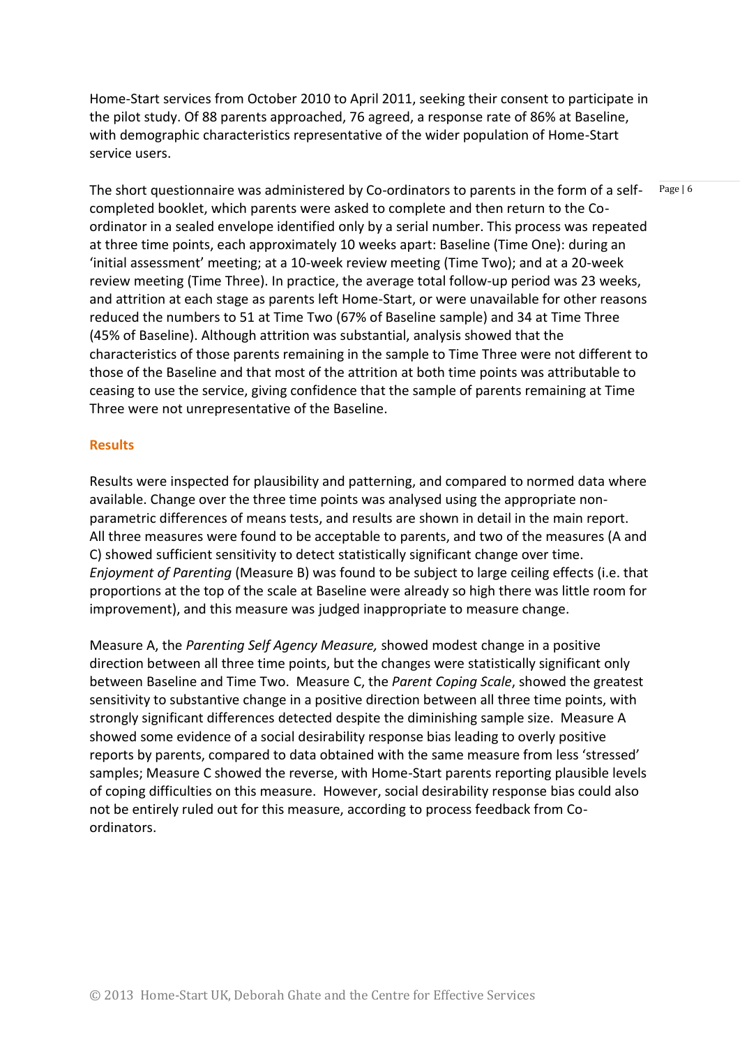Home-Start services from October 2010 to April 2011, seeking their consent to participate in the pilot study. Of 88 parents approached, 76 agreed, a response rate of 86% at Baseline, with demographic characteristics representative of the wider population of Home-Start service users.

The short questionnaire was administered by Co-ordinators to parents in the form of a self-completed booklet, which parents were asked to complete and then return to the Co-ordinator in a sealed envelope identified only by a serial number. This process was repeated at three time points, each approximately 10 weeks apart: Baseline (Time One): during an 'initial assessment' meeting; at a 10-week review meeting (Time Two); and at a 20-week review meeting (Time Three). In practice, the average total follow-up period was 23 weeks, and attrition at each stage as parents left Home-Start, or were unavailable for other reasons reduced the numbers to 51 at Time Two (67% of Baseline sample) and 34 at Time Three (45% of Baseline). Although attrition was substantial, analysis showed that the characteristics of those parents remaining in the sample to Time Three were not different to those of the Baseline and that most of the attrition at both time points was attributable to ceasing to use the service, giving confidence that the sample of parents remaining at Time Three were not unrepresentative of the Baseline.

## Results

Results were inspected for plausibility and patterning, and compared to normed data where available. Change over the three time points was analysed using the appropriate non-parametric differences of means tests, and results are shown in detail in the main report. All three measures were found to be acceptable to parents, and two of the measures (A and C) showed sufficient sensitivity to detect statistically significant change over time. *Enjoyment of Parenting* (Measure B) was found to be subject to large ceiling effects (i.e. that proportions at the top of the scale at Baseline were already so high there was little room for improvement), and this measure was judged inappropriate to measure change.

Measure A, the *Parenting Self Agency Measure,* showed modest change in a positive direction between all three time points, but the changes were statistically significant only between Baseline and Time Two. Measure C, the *Parent Coping Scale*, showed the greatest sensitivity to substantive change in a positive direction between all three time points, with strongly significant differences detected despite the diminishing sample size. Measure A showed some evidence of a social desirability response bias leading to overly positive reports by parents, compared to data obtained with the same measure from less 'stressed' samples; Measure C showed the reverse, with Home-Start parents reporting plausible levels of coping difficulties on this measure. However, social desirability response bias could also not be entirely ruled out for this measure, according to process feedback from Co-ordinators.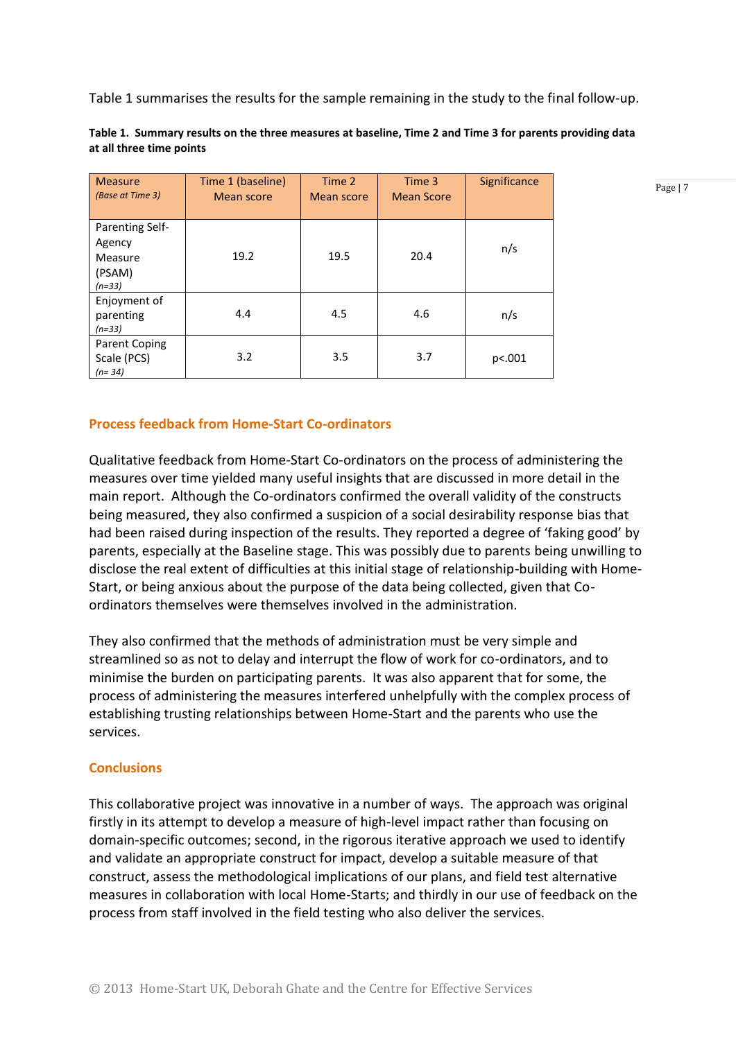Table 1 summarises the results for the sample remaining in the study to the final follow-up.

**Table 1. Summary results on the three measures at baseline, Time 2 and Time 3 for parents providing data at all three time points**

| Measure *(Base at Time 3)* | Time 1 (baseline) Mean score | Time 2 Mean score | Time 3 Mean Score | Significance |
|---|---|---|---|---|
| Parenting Self-Agency Measure (PSAM) *(n=33)* | 19.2 | 19.5 | 20.4 | n/s |
| Enjoyment of parenting *(n=33)* | 4.4 | 4.5 | 4.6 | n/s |
| Parent Coping Scale (PCS) *(n= 34)* | 3.2 | 3.5 | 3.7 | p<.001 |

## Process feedback from Home-Start Co-ordinators

Qualitative feedback from Home-Start Co-ordinators on the process of administering the measures over time yielded many useful insights that are discussed in more detail in the main report. Although the Co-ordinators confirmed the overall validity of the constructs being measured, they also confirmed a suspicion of a social desirability response bias that had been raised during inspection of the results. They reported a degree of 'faking good' by parents, especially at the Baseline stage. This was possibly due to parents being unwilling to disclose the real extent of difficulties at this initial stage of relationship-building with Home-Start, or being anxious about the purpose of the data being collected, given that Co-ordinators themselves were themselves involved in the administration.

They also confirmed that the methods of administration must be very simple and streamlined so as not to delay and interrupt the flow of work for co-ordinators, and to minimise the burden on participating parents. It was also apparent that for some, the process of administering the measures interfered unhelpfully with the complex process of establishing trusting relationships between Home-Start and the parents who use the services.

## Conclusions

This collaborative project was innovative in a number of ways. The approach was original firstly in its attempt to develop a measure of high-level impact rather than focusing on domain-specific outcomes; second, in the rigorous iterative approach we used to identify and validate an appropriate construct for impact, develop a suitable measure of that construct, assess the methodological implications of our plans, and field test alternative measures in collaboration with local Home-Starts; and thirdly in our use of feedback on the process from staff involved in the field testing who also deliver the services.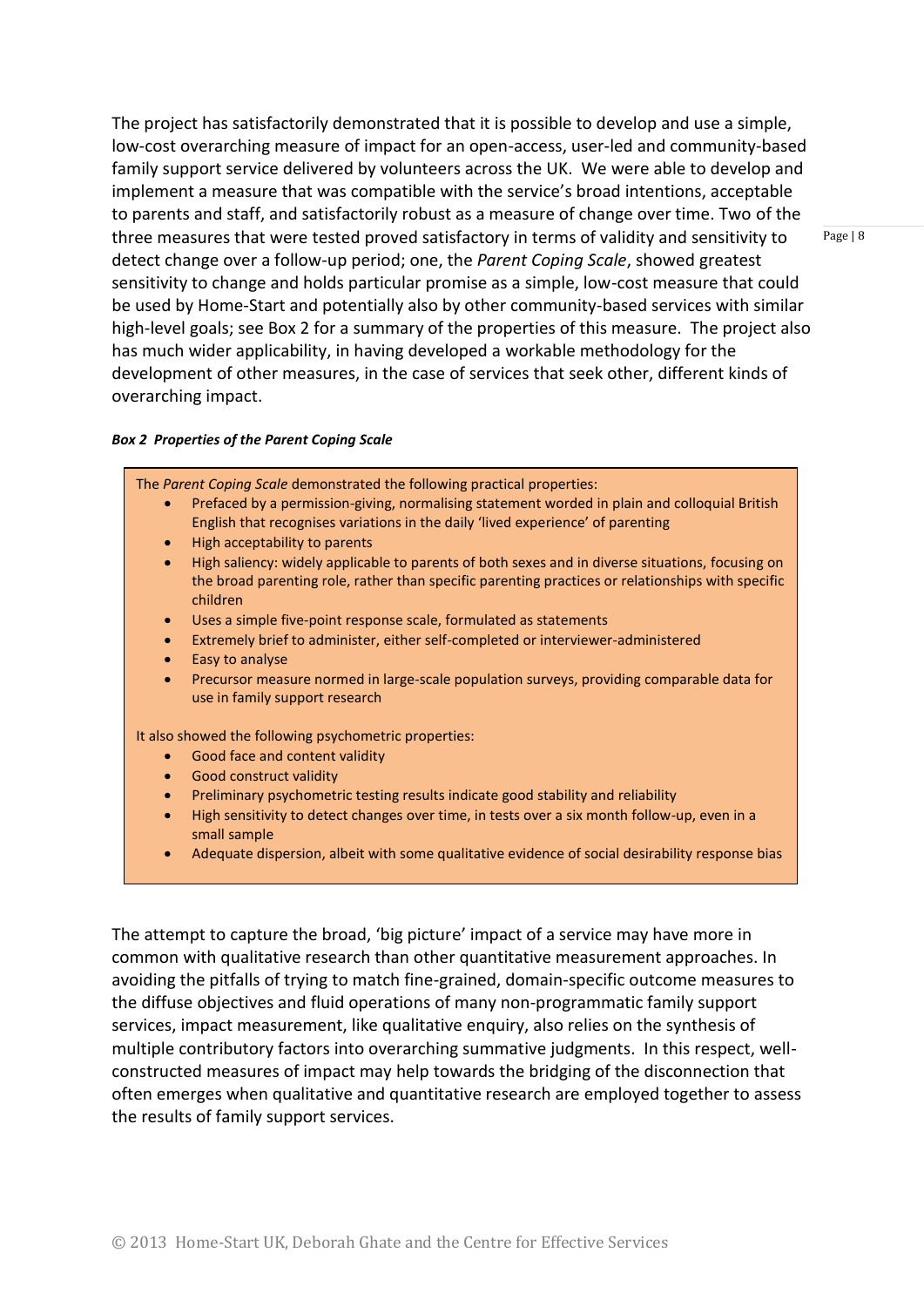The project has satisfactorily demonstrated that it is possible to develop and use a simple, low-cost overarching measure of impact for an open-access, user-led and community-based family support service delivered by volunteers across the UK. We were able to develop and implement a measure that was compatible with the service's broad intentions, acceptable to parents and staff, and satisfactorily robust as a measure of change over time. Two of the three measures that were tested proved satisfactory in terms of validity and sensitivity to detect change over a follow-up period; one, the *Parent Coping Scale*, showed greatest sensitivity to change and holds particular promise as a simple, low-cost measure that could be used by Home-Start and potentially also by other community-based services with similar high-level goals; see Box 2 for a summary of the properties of this measure. The project also has much wider applicability, in having developed a workable methodology for the development of other measures, in the case of services that seek other, different kinds of overarching impact.

***Box 2 Properties of the Parent Coping Scale***

The *Parent Coping Scale* demonstrated the following practical properties:

- Prefaced by a permission-giving, normalising statement worded in plain and colloquial British English that recognises variations in the daily 'lived experience' of parenting
- High acceptability to parents
- High saliency: widely applicable to parents of both sexes and in diverse situations, focusing on the broad parenting role, rather than specific parenting practices or relationships with specific children
- Uses a simple five-point response scale, formulated as statements
- Extremely brief to administer, either self-completed or interviewer-administered
- Easy to analyse
- Precursor measure normed in large-scale population surveys, providing comparable data for use in family support research

It also showed the following psychometric properties:

- Good face and content validity
- Good construct validity
- Preliminary psychometric testing results indicate good stability and reliability
- High sensitivity to detect changes over time, in tests over a six month follow-up, even in a small sample
- Adequate dispersion, albeit with some qualitative evidence of social desirability response bias

The attempt to capture the broad, 'big picture' impact of a service may have more in common with qualitative research than other quantitative measurement approaches. In avoiding the pitfalls of trying to match fine-grained, domain-specific outcome measures to the diffuse objectives and fluid operations of many non-programmatic family support services, impact measurement, like qualitative enquiry, also relies on the synthesis of multiple contributory factors into overarching summative judgments. In this respect, well-constructed measures of impact may help towards the bridging of the disconnection that often emerges when qualitative and quantitative research are employed together to assess the results of family support services.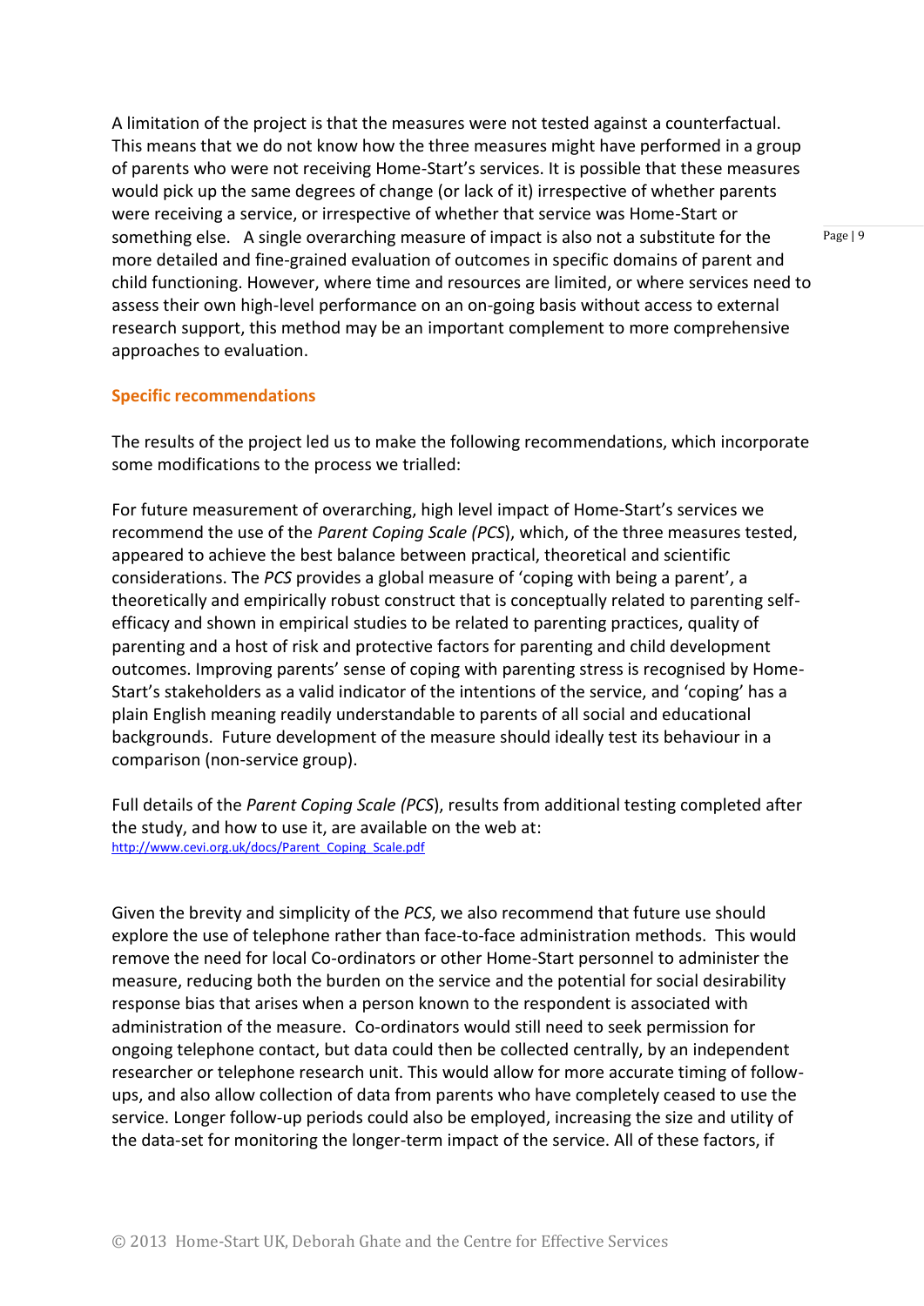A limitation of the project is that the measures were not tested against a counterfactual. This means that we do not know how the three measures might have performed in a group of parents who were not receiving Home-Start's services. It is possible that these measures would pick up the same degrees of change (or lack of it) irrespective of whether parents were receiving a service, or irrespective of whether that service was Home-Start or something else. A single overarching measure of impact is also not a substitute for the more detailed and fine-grained evaluation of outcomes in specific domains of parent and child functioning. However, where time and resources are limited, or where services need to assess their own high-level performance on an on-going basis without access to external research support, this method may be an important complement to more comprehensive approaches to evaluation.

## Specific recommendations

The results of the project led us to make the following recommendations, which incorporate some modifications to the process we trialled:

For future measurement of overarching, high level impact of Home-Start's services we recommend the use of the *Parent Coping Scale (PCS*), which, of the three measures tested, appeared to achieve the best balance between practical, theoretical and scientific considerations. The *PCS* provides a global measure of 'coping with being a parent', a theoretically and empirically robust construct that is conceptually related to parenting self-efficacy and shown in empirical studies to be related to parenting practices, quality of parenting and a host of risk and protective factors for parenting and child development outcomes. Improving parents' sense of coping with parenting stress is recognised by Home-Start's stakeholders as a valid indicator of the intentions of the service, and 'coping' has a plain English meaning readily understandable to parents of all social and educational backgrounds. Future development of the measure should ideally test its behaviour in a comparison (non-service group).

Full details of the *Parent Coping Scale (PCS*), results from additional testing completed after the study, and how to use it, are available on the web at:
http://www.cevi.org.uk/docs/Parent_Coping_Scale.pdf

Given the brevity and simplicity of the *PCS*, we also recommend that future use should explore the use of telephone rather than face-to-face administration methods. This would remove the need for local Co-ordinators or other Home-Start personnel to administer the measure, reducing both the burden on the service and the potential for social desirability response bias that arises when a person known to the respondent is associated with administration of the measure. Co-ordinators would still need to seek permission for ongoing telephone contact, but data could then be collected centrally, by an independent researcher or telephone research unit. This would allow for more accurate timing of follow-ups, and also allow collection of data from parents who have completely ceased to use the service. Longer follow-up periods could also be employed, increasing the size and utility of the data-set for monitoring the longer-term impact of the service. All of these factors, if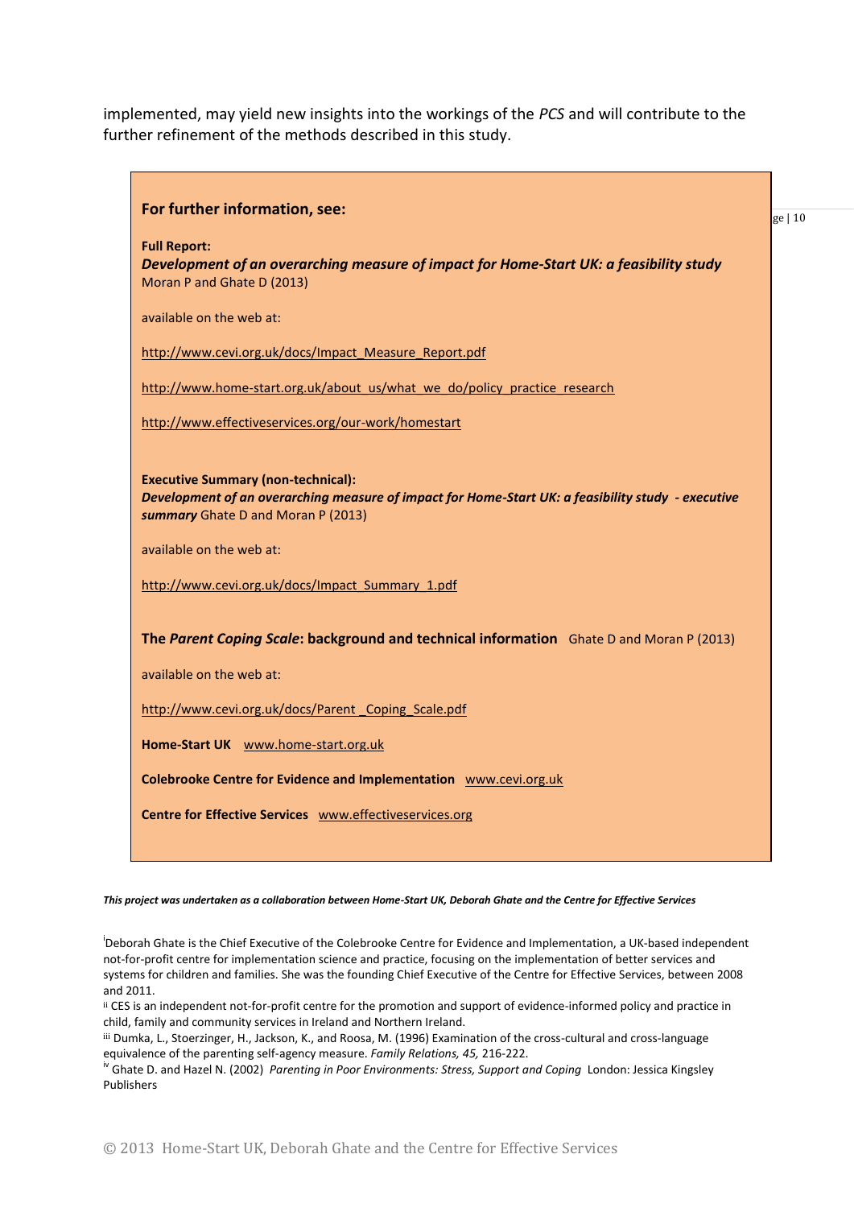implemented, may yield new insights into the workings of the *PCS* and will contribute to the further refinement of the methods described in this study.

## For further information, see:

**Full Report:**
***Development of an overarching measure of impact for Home-Start UK: a feasibility study***
Moran P and Ghate D (2013)

available on the web at:

http://www.cevi.org.uk/docs/Impact_Measure_Report.pdf

http://www.home-start.org.uk/about_us/what_we_do/policy_practice_research

http://www.effectiveservices.org/our-work/homestart

**Executive Summary (non-technical):**
***Development of an overarching measure of impact for Home-Start UK: a feasibility study - executive summary*** Ghate D and Moran P (2013)

available on the web at:

http://www.cevi.org.uk/docs/Impact_Summary_1.pdf

**The *Parent Coping Scale*: background and technical information** Ghate D and Moran P (2013)

available on the web at:

http://www.cevi.org.uk/docs/Parent_Coping_Scale.pdf

**Home-Start UK** www.home-start.org.uk

**Colebrooke Centre for Evidence and Implementation** www.cevi.org.uk

**Centre for Effective Services** www.effectiveservices.org

***This project was undertaken as a collaboration between Home-Start UK, Deborah Ghate and the Centre for Effective Services***

[i] Deborah Ghate is the Chief Executive of the Colebrooke Centre for Evidence and Implementation, a UK-based independent not-for-profit centre for implementation science and practice, focusing on the implementation of better services and systems for children and families. She was the founding Chief Executive of the Centre for Effective Services, between 2008 and 2011.

[ii] CES is an independent not-for-profit centre for the promotion and support of evidence-informed policy and practice in child, family and community services in Ireland and Northern Ireland.

[iii] Dumka, L., Stoerzinger, H., Jackson, K., and Roosa, M. (1996) Examination of the cross-cultural and cross-language equivalence of the parenting self-agency measure. *Family Relations, 45,* 216-222.

[iv] Ghate D. and Hazel N. (2002) *Parenting in Poor Environments: Stress, Support and Coping* London: Jessica Kingsley Publishers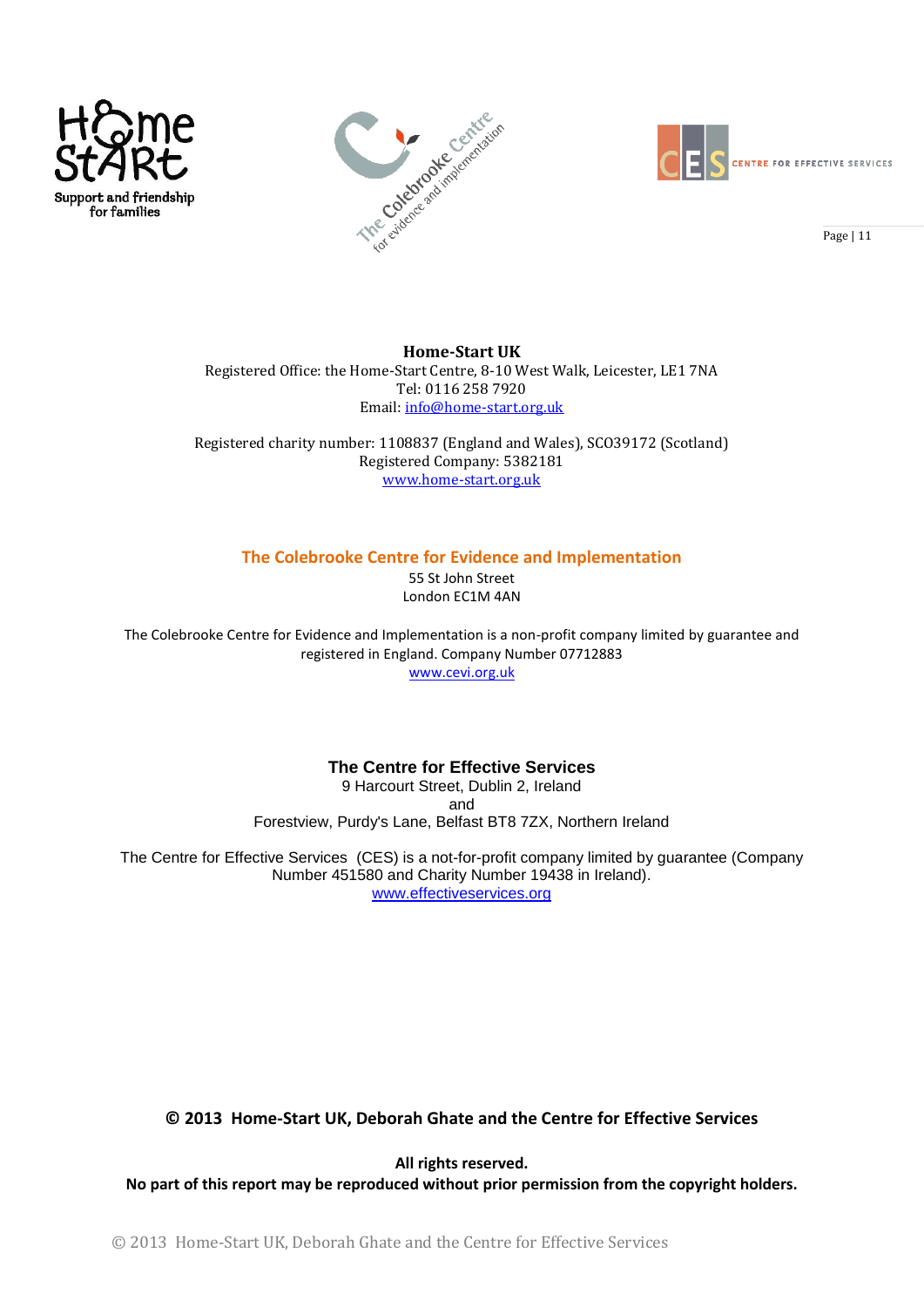**Home-Start UK**
Registered Office: the Home-Start Centre, 8-10 West Walk, Leicester, LE1 7NA
Tel: 0116 258 7920
Email: info@home-start.org.uk

Registered charity number: 1108837 (England and Wales), SC039172 (Scotland)
Registered Company: 5382181
www.home-start.org.uk

## The Colebrooke Centre for Evidence and Implementation

55 St John Street
London EC1M 4AN

The Colebrooke Centre for Evidence and Implementation is a non-profit company limited by guarantee and registered in England. Company Number 07712883
www.cevi.org.uk

## The Centre for Effective Services

9 Harcourt Street, Dublin 2, Ireland
and
Forestview, Purdy's Lane, Belfast BT8 7ZX, Northern Ireland

The Centre for Effective Services (CES) is a not-for-profit company limited by guarantee (Company Number 451580 and Charity Number 19438 in Ireland).
www.effectiveservices.org

**© 2013 Home-Start UK, Deborah Ghate and the Centre for Effective Services**

**All rights reserved.**
**No part of this report may be reproduced without prior permission from the copyright holders.**